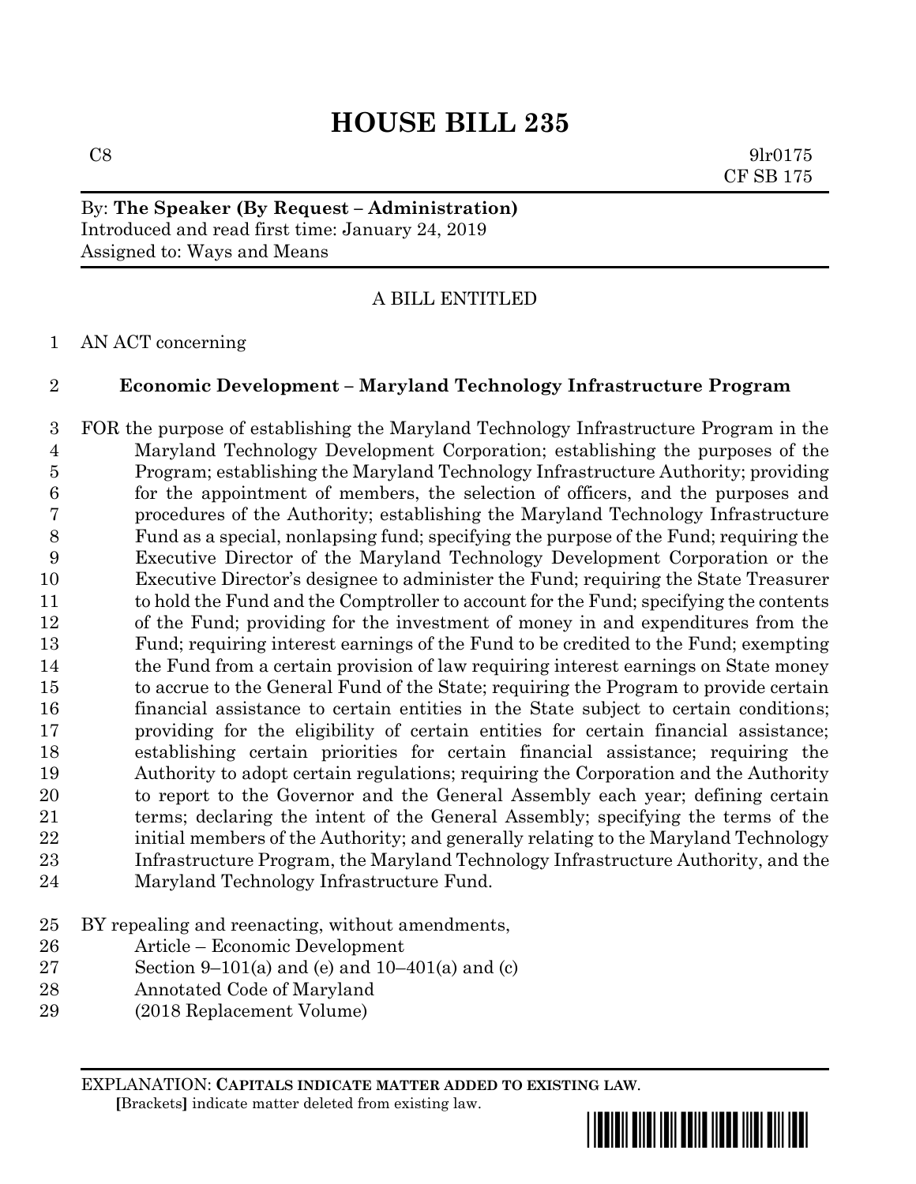# HOUSE BILL 235

C8 9lr0175
CF SB 175

By: **The Speaker (By Request – Administration)**
Introduced and read first time: January 24, 2019
Assigned to: Ways and Means

A BILL ENTITLED

1 AN ACT concerning

2 **Economic Development – Maryland Technology Infrastructure Program**

3 FOR the purpose of establishing the Maryland Technology Infrastructure Program in the
4 Maryland Technology Development Corporation; establishing the purposes of the
5 Program; establishing the Maryland Technology Infrastructure Authority; providing
6 for the appointment of members, the selection of officers, and the purposes and
7 procedures of the Authority; establishing the Maryland Technology Infrastructure
8 Fund as a special, nonlapsing fund; specifying the purpose of the Fund; requiring the
9 Executive Director of the Maryland Technology Development Corporation or the
10 Executive Director's designee to administer the Fund; requiring the State Treasurer
11 to hold the Fund and the Comptroller to account for the Fund; specifying the contents
12 of the Fund; providing for the investment of money in and expenditures from the
13 Fund; requiring interest earnings of the Fund to be credited to the Fund; exempting
14 the Fund from a certain provision of law requiring interest earnings on State money
15 to accrue to the General Fund of the State; requiring the Program to provide certain
16 financial assistance to certain entities in the State subject to certain conditions;
17 providing for the eligibility of certain entities for certain financial assistance;
18 establishing certain priorities for certain financial assistance; requiring the
19 Authority to adopt certain regulations; requiring the Corporation and the Authority
20 to report to the Governor and the General Assembly each year; defining certain
21 terms; declaring the intent of the General Assembly; specifying the terms of the
22 initial members of the Authority; and generally relating to the Maryland Technology
23 Infrastructure Program, the Maryland Technology Infrastructure Authority, and the
24 Maryland Technology Infrastructure Fund.

25 BY repealing and reenacting, without amendments,
26 Article – Economic Development
27 Section 9–101(a) and (e) and 10–401(a) and (c)
28 Annotated Code of Maryland
29 (2018 Replacement Volume)

EXPLANATION: **CAPITALS INDICATE MATTER ADDED TO EXISTING LAW.**
**[**Brackets**]** indicate matter deleted from existing law.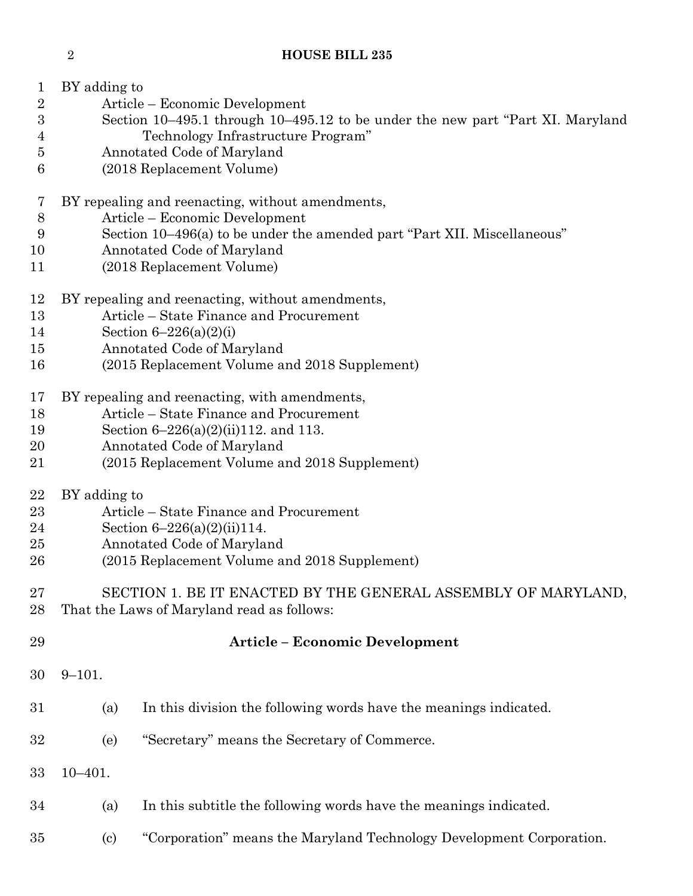BY adding to
Article – Economic Development
Section 10–495.1 through 10–495.12 to be under the new part "Part XI. Maryland Technology Infrastructure Program"
Annotated Code of Maryland
(2018 Replacement Volume)

BY repealing and reenacting, without amendments,
Article – Economic Development
Section 10–496(a) to be under the amended part "Part XII. Miscellaneous"
Annotated Code of Maryland
(2018 Replacement Volume)

BY repealing and reenacting, without amendments,
Article – State Finance and Procurement
Section 6–226(a)(2)(i)
Annotated Code of Maryland
(2015 Replacement Volume and 2018 Supplement)

BY repealing and reenacting, with amendments,
Article – State Finance and Procurement
Section 6–226(a)(2)(ii)112. and 113.
Annotated Code of Maryland
(2015 Replacement Volume and 2018 Supplement)

BY adding to
Article – State Finance and Procurement
Section 6–226(a)(2)(ii)114.
Annotated Code of Maryland
(2015 Replacement Volume and 2018 Supplement)

SECTION 1. BE IT ENACTED BY THE GENERAL ASSEMBLY OF MARYLAND, That the Laws of Maryland read as follows:

**Article – Economic Development**

9–101.

(a) In this division the following words have the meanings indicated.

(e) "Secretary" means the Secretary of Commerce.

10–401.

(a) In this subtitle the following words have the meanings indicated.

(c) "Corporation" means the Maryland Technology Development Corporation.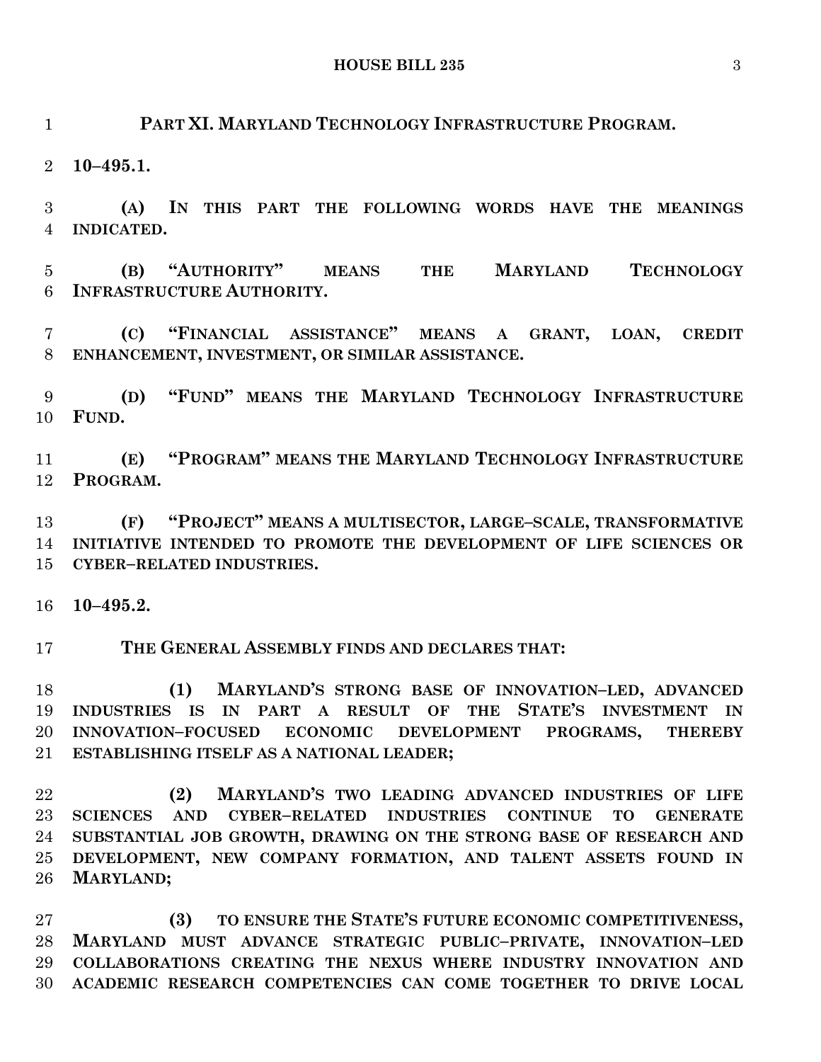**PART XI. MARYLAND TECHNOLOGY INFRASTRUCTURE PROGRAM.**

**10–495.1.**

**(A) IN THIS PART THE FOLLOWING WORDS HAVE THE MEANINGS INDICATED.**

**(B) "AUTHORITY" MEANS THE MARYLAND TECHNOLOGY INFRASTRUCTURE AUTHORITY.**

**(C) "FINANCIAL ASSISTANCE" MEANS A GRANT, LOAN, CREDIT ENHANCEMENT, INVESTMENT, OR SIMILAR ASSISTANCE.**

**(D) "FUND" MEANS THE MARYLAND TECHNOLOGY INFRASTRUCTURE FUND.**

**(E) "PROGRAM" MEANS THE MARYLAND TECHNOLOGY INFRASTRUCTURE PROGRAM.**

**(F) "PROJECT" MEANS A MULTISECTOR, LARGE–SCALE, TRANSFORMATIVE INITIATIVE INTENDED TO PROMOTE THE DEVELOPMENT OF LIFE SCIENCES OR CYBER–RELATED INDUSTRIES.**

**10–495.2.**

**THE GENERAL ASSEMBLY FINDS AND DECLARES THAT:**

**(1) MARYLAND'S STRONG BASE OF INNOVATION–LED, ADVANCED INDUSTRIES IS IN PART A RESULT OF THE STATE'S INVESTMENT IN INNOVATION–FOCUSED ECONOMIC DEVELOPMENT PROGRAMS, THEREBY ESTABLISHING ITSELF AS A NATIONAL LEADER;**

**(2) MARYLAND'S TWO LEADING ADVANCED INDUSTRIES OF LIFE SCIENCES AND CYBER–RELATED INDUSTRIES CONTINUE TO GENERATE SUBSTANTIAL JOB GROWTH, DRAWING ON THE STRONG BASE OF RESEARCH AND DEVELOPMENT, NEW COMPANY FORMATION, AND TALENT ASSETS FOUND IN MARYLAND;**

**(3) TO ENSURE THE STATE'S FUTURE ECONOMIC COMPETITIVENESS, MARYLAND MUST ADVANCE STRATEGIC PUBLIC–PRIVATE, INNOVATION–LED COLLABORATIONS CREATING THE NEXUS WHERE INDUSTRY INNOVATION AND ACADEMIC RESEARCH COMPETENCIES CAN COME TOGETHER TO DRIVE LOCAL**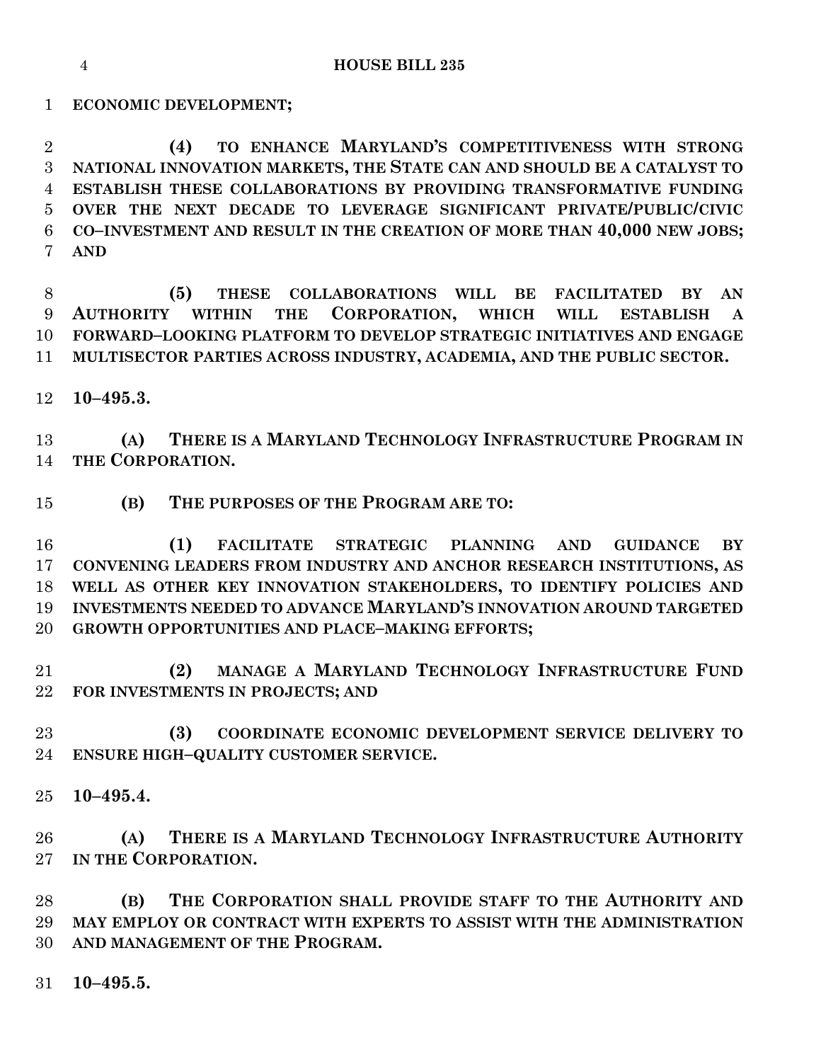**ECONOMIC DEVELOPMENT;**

**(4) TO ENHANCE MARYLAND'S COMPETITIVENESS WITH STRONG NATIONAL INNOVATION MARKETS, THE STATE CAN AND SHOULD BE A CATALYST TO ESTABLISH THESE COLLABORATIONS BY PROVIDING TRANSFORMATIVE FUNDING OVER THE NEXT DECADE TO LEVERAGE SIGNIFICANT PRIVATE/PUBLIC/CIVIC CO–INVESTMENT AND RESULT IN THE CREATION OF MORE THAN 40,000 NEW JOBS; AND**

**(5) THESE COLLABORATIONS WILL BE FACILITATED BY AN AUTHORITY WITHIN THE CORPORATION, WHICH WILL ESTABLISH A FORWARD–LOOKING PLATFORM TO DEVELOP STRATEGIC INITIATIVES AND ENGAGE MULTISECTOR PARTIES ACROSS INDUSTRY, ACADEMIA, AND THE PUBLIC SECTOR.**

**10–495.3.**

**(A) THERE IS A MARYLAND TECHNOLOGY INFRASTRUCTURE PROGRAM IN THE CORPORATION.**

**(B) THE PURPOSES OF THE PROGRAM ARE TO:**

**(1) FACILITATE STRATEGIC PLANNING AND GUIDANCE BY CONVENING LEADERS FROM INDUSTRY AND ANCHOR RESEARCH INSTITUTIONS, AS WELL AS OTHER KEY INNOVATION STAKEHOLDERS, TO IDENTIFY POLICIES AND INVESTMENTS NEEDED TO ADVANCE MARYLAND'S INNOVATION AROUND TARGETED GROWTH OPPORTUNITIES AND PLACE–MAKING EFFORTS;**

**(2) MANAGE A MARYLAND TECHNOLOGY INFRASTRUCTURE FUND FOR INVESTMENTS IN PROJECTS; AND**

**(3) COORDINATE ECONOMIC DEVELOPMENT SERVICE DELIVERY TO ENSURE HIGH–QUALITY CUSTOMER SERVICE.**

**10–495.4.**

**(A) THERE IS A MARYLAND TECHNOLOGY INFRASTRUCTURE AUTHORITY IN THE CORPORATION.**

**(B) THE CORPORATION SHALL PROVIDE STAFF TO THE AUTHORITY AND MAY EMPLOY OR CONTRACT WITH EXPERTS TO ASSIST WITH THE ADMINISTRATION AND MANAGEMENT OF THE PROGRAM.**

**10–495.5.**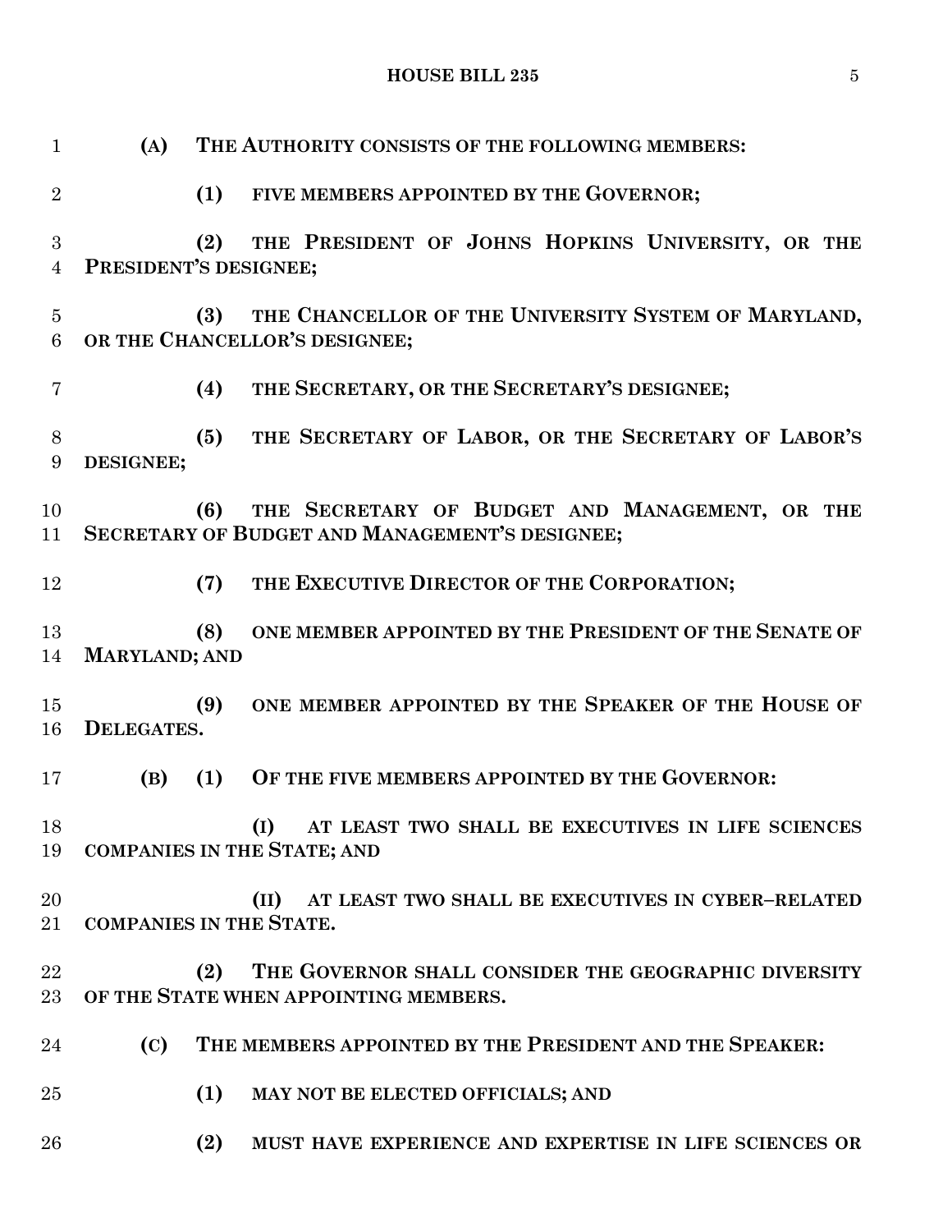**(A) THE AUTHORITY CONSISTS OF THE FOLLOWING MEMBERS:**

**(1) FIVE MEMBERS APPOINTED BY THE GOVERNOR;**

**(2) THE PRESIDENT OF JOHNS HOPKINS UNIVERSITY, OR THE PRESIDENT'S DESIGNEE;**

**(3) THE CHANCELLOR OF THE UNIVERSITY SYSTEM OF MARYLAND, OR THE CHANCELLOR'S DESIGNEE;**

**(4) THE SECRETARY, OR THE SECRETARY'S DESIGNEE;**

**(5) THE SECRETARY OF LABOR, OR THE SECRETARY OF LABOR'S DESIGNEE;**

**(6) THE SECRETARY OF BUDGET AND MANAGEMENT, OR THE SECRETARY OF BUDGET AND MANAGEMENT'S DESIGNEE;**

**(7) THE EXECUTIVE DIRECTOR OF THE CORPORATION;**

**(8) ONE MEMBER APPOINTED BY THE PRESIDENT OF THE SENATE OF MARYLAND; AND**

**(9) ONE MEMBER APPOINTED BY THE SPEAKER OF THE HOUSE OF DELEGATES.**

**(B) (1) OF THE FIVE MEMBERS APPOINTED BY THE GOVERNOR:**

**(I) AT LEAST TWO SHALL BE EXECUTIVES IN LIFE SCIENCES COMPANIES IN THE STATE; AND**

**(II) AT LEAST TWO SHALL BE EXECUTIVES IN CYBER–RELATED COMPANIES IN THE STATE.**

**(2) THE GOVERNOR SHALL CONSIDER THE GEOGRAPHIC DIVERSITY OF THE STATE WHEN APPOINTING MEMBERS.**

**(C) THE MEMBERS APPOINTED BY THE PRESIDENT AND THE SPEAKER:**

**(1) MAY NOT BE ELECTED OFFICIALS; AND**

**(2) MUST HAVE EXPERIENCE AND EXPERTISE IN LIFE SCIENCES OR**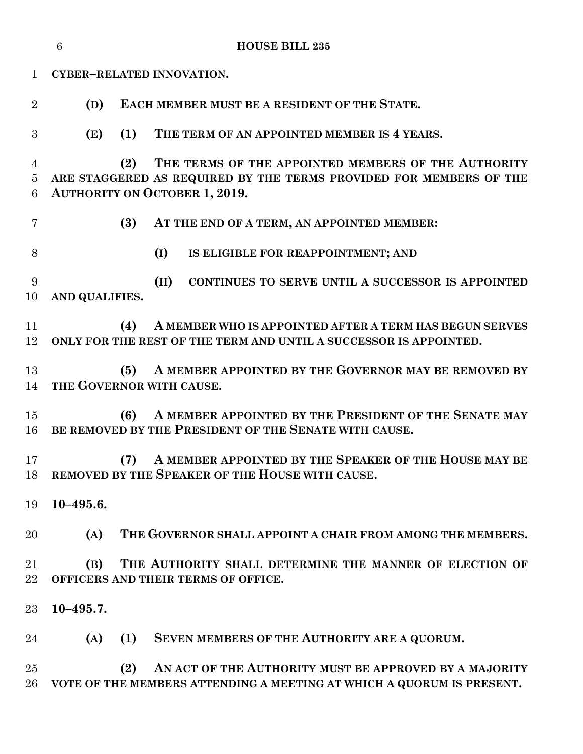**CYBER–RELATED INNOVATION.**

**(D) EACH MEMBER MUST BE A RESIDENT OF THE STATE.**

**(E) (1) THE TERM OF AN APPOINTED MEMBER IS 4 YEARS.**

**(2) THE TERMS OF THE APPOINTED MEMBERS OF THE AUTHORITY ARE STAGGERED AS REQUIRED BY THE TERMS PROVIDED FOR MEMBERS OF THE AUTHORITY ON OCTOBER 1, 2019.**

**(3) AT THE END OF A TERM, AN APPOINTED MEMBER:**

**(I) IS ELIGIBLE FOR REAPPOINTMENT; AND**

**(II) CONTINUES TO SERVE UNTIL A SUCCESSOR IS APPOINTED AND QUALIFIES.**

**(4) A MEMBER WHO IS APPOINTED AFTER A TERM HAS BEGUN SERVES ONLY FOR THE REST OF THE TERM AND UNTIL A SUCCESSOR IS APPOINTED.**

**(5) A MEMBER APPOINTED BY THE GOVERNOR MAY BE REMOVED BY THE GOVERNOR WITH CAUSE.**

**(6) A MEMBER APPOINTED BY THE PRESIDENT OF THE SENATE MAY BE REMOVED BY THE PRESIDENT OF THE SENATE WITH CAUSE.**

**(7) A MEMBER APPOINTED BY THE SPEAKER OF THE HOUSE MAY BE REMOVED BY THE SPEAKER OF THE HOUSE WITH CAUSE.**

**10–495.6.**

**(A) THE GOVERNOR SHALL APPOINT A CHAIR FROM AMONG THE MEMBERS.**

**(B) THE AUTHORITY SHALL DETERMINE THE MANNER OF ELECTION OF OFFICERS AND THEIR TERMS OF OFFICE.**

**10–495.7.**

**(A) (1) SEVEN MEMBERS OF THE AUTHORITY ARE A QUORUM.**

**(2) AN ACT OF THE AUTHORITY MUST BE APPROVED BY A MAJORITY VOTE OF THE MEMBERS ATTENDING A MEETING AT WHICH A QUORUM IS PRESENT.**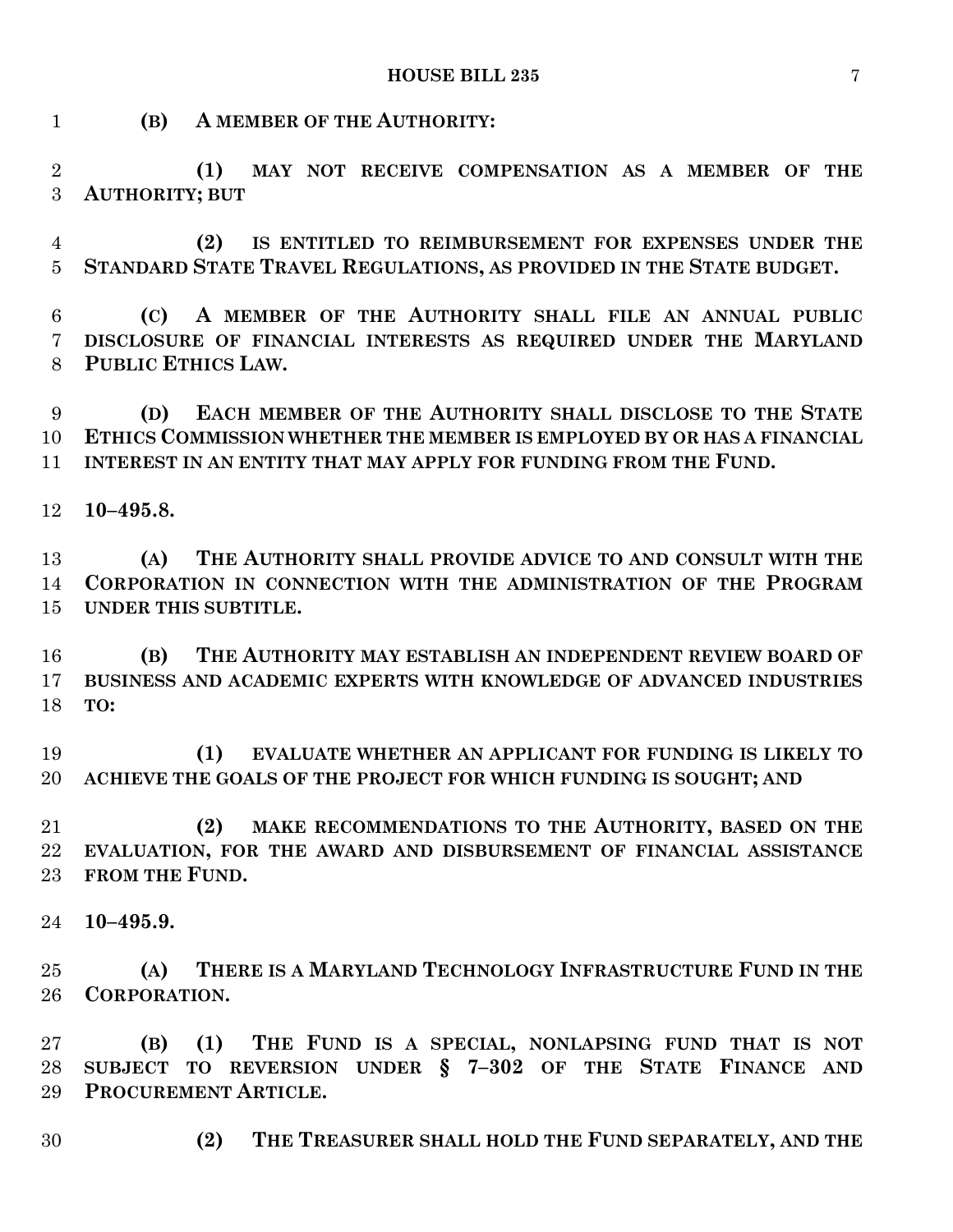**(B) A MEMBER OF THE AUTHORITY:**

**(1) MAY NOT RECEIVE COMPENSATION AS A MEMBER OF THE AUTHORITY; BUT**

**(2) IS ENTITLED TO REIMBURSEMENT FOR EXPENSES UNDER THE STANDARD STATE TRAVEL REGULATIONS, AS PROVIDED IN THE STATE BUDGET.**

**(C) A MEMBER OF THE AUTHORITY SHALL FILE AN ANNUAL PUBLIC DISCLOSURE OF FINANCIAL INTERESTS AS REQUIRED UNDER THE MARYLAND PUBLIC ETHICS LAW.**

**(D) EACH MEMBER OF THE AUTHORITY SHALL DISCLOSE TO THE STATE ETHICS COMMISSION WHETHER THE MEMBER IS EMPLOYED BY OR HAS A FINANCIAL INTEREST IN AN ENTITY THAT MAY APPLY FOR FUNDING FROM THE FUND.**

**10–495.8.**

**(A) THE AUTHORITY SHALL PROVIDE ADVICE TO AND CONSULT WITH THE CORPORATION IN CONNECTION WITH THE ADMINISTRATION OF THE PROGRAM UNDER THIS SUBTITLE.**

**(B) THE AUTHORITY MAY ESTABLISH AN INDEPENDENT REVIEW BOARD OF BUSINESS AND ACADEMIC EXPERTS WITH KNOWLEDGE OF ADVANCED INDUSTRIES TO:**

**(1) EVALUATE WHETHER AN APPLICANT FOR FUNDING IS LIKELY TO ACHIEVE THE GOALS OF THE PROJECT FOR WHICH FUNDING IS SOUGHT; AND**

**(2) MAKE RECOMMENDATIONS TO THE AUTHORITY, BASED ON THE EVALUATION, FOR THE AWARD AND DISBURSEMENT OF FINANCIAL ASSISTANCE FROM THE FUND.**

**10–495.9.**

**(A) THERE IS A MARYLAND TECHNOLOGY INFRASTRUCTURE FUND IN THE CORPORATION.**

**(B) (1) THE FUND IS A SPECIAL, NONLAPSING FUND THAT IS NOT SUBJECT TO REVERSION UNDER § 7–302 OF THE STATE FINANCE AND PROCUREMENT ARTICLE.**

**(2) THE TREASURER SHALL HOLD THE FUND SEPARATELY, AND THE**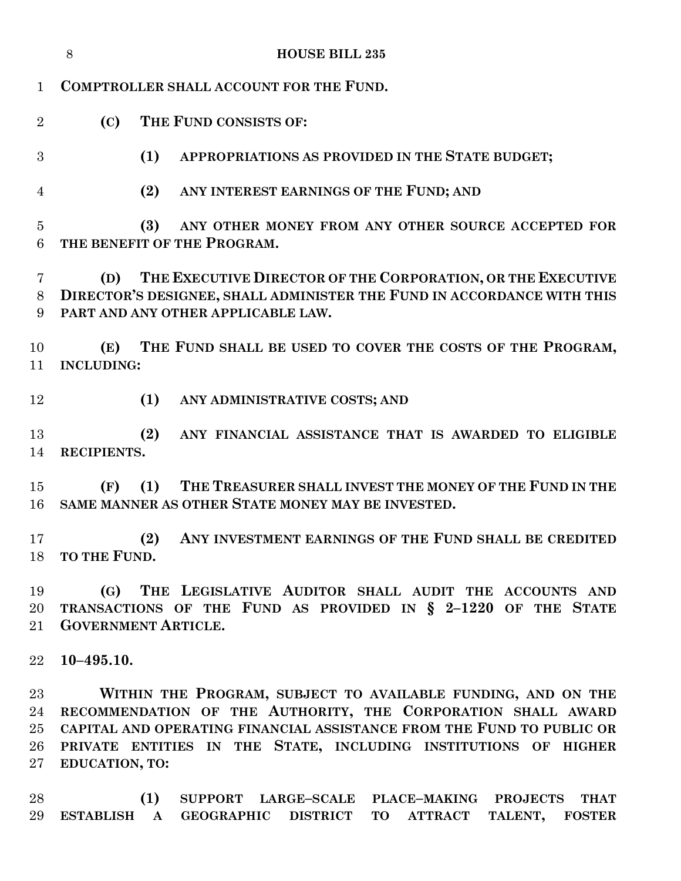**COMPTROLLER SHALL ACCOUNT FOR THE FUND.**

**(C) THE FUND CONSISTS OF:**

**(1) APPROPRIATIONS AS PROVIDED IN THE STATE BUDGET;**

**(2) ANY INTEREST EARNINGS OF THE FUND; AND**

**(3) ANY OTHER MONEY FROM ANY OTHER SOURCE ACCEPTED FOR THE BENEFIT OF THE PROGRAM.**

**(D) THE EXECUTIVE DIRECTOR OF THE CORPORATION, OR THE EXECUTIVE DIRECTOR'S DESIGNEE, SHALL ADMINISTER THE FUND IN ACCORDANCE WITH THIS PART AND ANY OTHER APPLICABLE LAW.**

**(E) THE FUND SHALL BE USED TO COVER THE COSTS OF THE PROGRAM, INCLUDING:**

**(1) ANY ADMINISTRATIVE COSTS; AND**

**(2) ANY FINANCIAL ASSISTANCE THAT IS AWARDED TO ELIGIBLE RECIPIENTS.**

**(F) (1) THE TREASURER SHALL INVEST THE MONEY OF THE FUND IN THE SAME MANNER AS OTHER STATE MONEY MAY BE INVESTED.**

**(2) ANY INVESTMENT EARNINGS OF THE FUND SHALL BE CREDITED TO THE FUND.**

**(G) THE LEGISLATIVE AUDITOR SHALL AUDIT THE ACCOUNTS AND TRANSACTIONS OF THE FUND AS PROVIDED IN § 2–1220 OF THE STATE GOVERNMENT ARTICLE.**

**10–495.10.**

**WITHIN THE PROGRAM, SUBJECT TO AVAILABLE FUNDING, AND ON THE RECOMMENDATION OF THE AUTHORITY, THE CORPORATION SHALL AWARD CAPITAL AND OPERATING FINANCIAL ASSISTANCE FROM THE FUND TO PUBLIC OR PRIVATE ENTITIES IN THE STATE, INCLUDING INSTITUTIONS OF HIGHER EDUCATION, TO:**

**(1) SUPPORT LARGE–SCALE PLACE–MAKING PROJECTS THAT ESTABLISH A GEOGRAPHIC DISTRICT TO ATTRACT TALENT, FOSTER**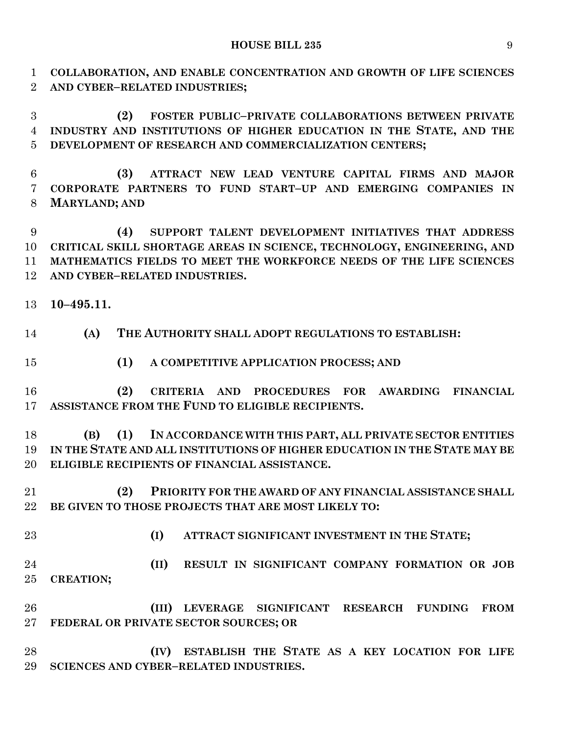**COLLABORATION, AND ENABLE CONCENTRATION AND GROWTH OF LIFE SCIENCES AND CYBER–RELATED INDUSTRIES;**

**(2) FOSTER PUBLIC–PRIVATE COLLABORATIONS BETWEEN PRIVATE INDUSTRY AND INSTITUTIONS OF HIGHER EDUCATION IN THE STATE, AND THE DEVELOPMENT OF RESEARCH AND COMMERCIALIZATION CENTERS;**

**(3) ATTRACT NEW LEAD VENTURE CAPITAL FIRMS AND MAJOR CORPORATE PARTNERS TO FUND START–UP AND EMERGING COMPANIES IN MARYLAND; AND**

**(4) SUPPORT TALENT DEVELOPMENT INITIATIVES THAT ADDRESS CRITICAL SKILL SHORTAGE AREAS IN SCIENCE, TECHNOLOGY, ENGINEERING, AND MATHEMATICS FIELDS TO MEET THE WORKFORCE NEEDS OF THE LIFE SCIENCES AND CYBER–RELATED INDUSTRIES.**

**10–495.11.**

**(A) THE AUTHORITY SHALL ADOPT REGULATIONS TO ESTABLISH:**

**(1) A COMPETITIVE APPLICATION PROCESS; AND**

**(2) CRITERIA AND PROCEDURES FOR AWARDING FINANCIAL ASSISTANCE FROM THE FUND TO ELIGIBLE RECIPIENTS.**

**(B) (1) IN ACCORDANCE WITH THIS PART, ALL PRIVATE SECTOR ENTITIES IN THE STATE AND ALL INSTITUTIONS OF HIGHER EDUCATION IN THE STATE MAY BE ELIGIBLE RECIPIENTS OF FINANCIAL ASSISTANCE.**

**(2) PRIORITY FOR THE AWARD OF ANY FINANCIAL ASSISTANCE SHALL BE GIVEN TO THOSE PROJECTS THAT ARE MOST LIKELY TO:**

**(I) ATTRACT SIGNIFICANT INVESTMENT IN THE STATE;**

**(II) RESULT IN SIGNIFICANT COMPANY FORMATION OR JOB CREATION;**

**(III) LEVERAGE SIGNIFICANT RESEARCH FUNDING FROM FEDERAL OR PRIVATE SECTOR SOURCES; OR**

**(IV) ESTABLISH THE STATE AS A KEY LOCATION FOR LIFE SCIENCES AND CYBER–RELATED INDUSTRIES.**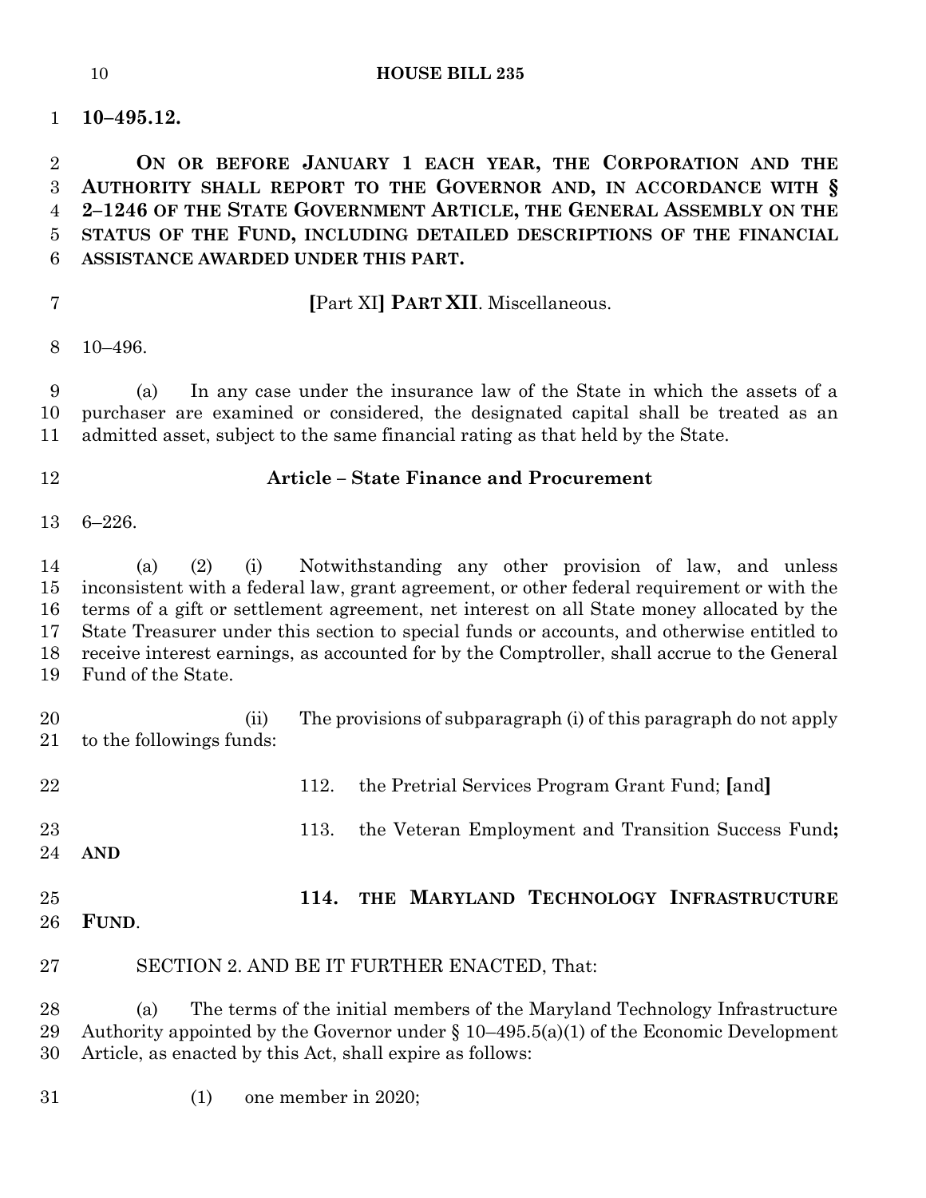**10–495.12.**

**ON OR BEFORE JANUARY 1 EACH YEAR, THE CORPORATION AND THE AUTHORITY SHALL REPORT TO THE GOVERNOR AND, IN ACCORDANCE WITH § 2–1246 OF THE STATE GOVERNMENT ARTICLE, THE GENERAL ASSEMBLY ON THE STATUS OF THE FUND, INCLUDING DETAILED DESCRIPTIONS OF THE FINANCIAL ASSISTANCE AWARDED UNDER THIS PART.**

**[**Part XI**] PART XII**. Miscellaneous.

10–496.

(a) In any case under the insurance law of the State in which the assets of a purchaser are examined or considered, the designated capital shall be treated as an admitted asset, subject to the same financial rating as that held by the State.

## Article – State Finance and Procurement

6–226.

(a) (2) (i) Notwithstanding any other provision of law, and unless inconsistent with a federal law, grant agreement, or other federal requirement or with the terms of a gift or settlement agreement, net interest on all State money allocated by the State Treasurer under this section to special funds or accounts, and otherwise entitled to receive interest earnings, as accounted for by the Comptroller, shall accrue to the General Fund of the State.

(ii) The provisions of subparagraph (i) of this paragraph do not apply to the followings funds:

112. the Pretrial Services Program Grant Fund; **[**and**]**

113. the Veteran Employment and Transition Success Fund**; AND**

**114. THE MARYLAND TECHNOLOGY INFRASTRUCTURE FUND**.

SECTION 2. AND BE IT FURTHER ENACTED, That:

(a) The terms of the initial members of the Maryland Technology Infrastructure Authority appointed by the Governor under § 10–495.5(a)(1) of the Economic Development Article, as enacted by this Act, shall expire as follows:

(1) one member in 2020;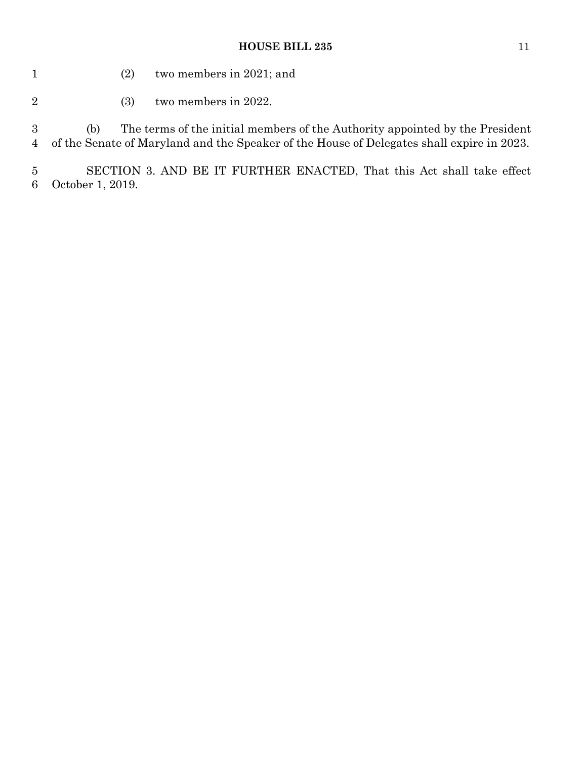(2) two members in 2021; and

(3) two members in 2022.

(b) The terms of the initial members of the Authority appointed by the President of the Senate of Maryland and the Speaker of the House of Delegates shall expire in 2023.

SECTION 3. AND BE IT FURTHER ENACTED, That this Act shall take effect October 1, 2019.